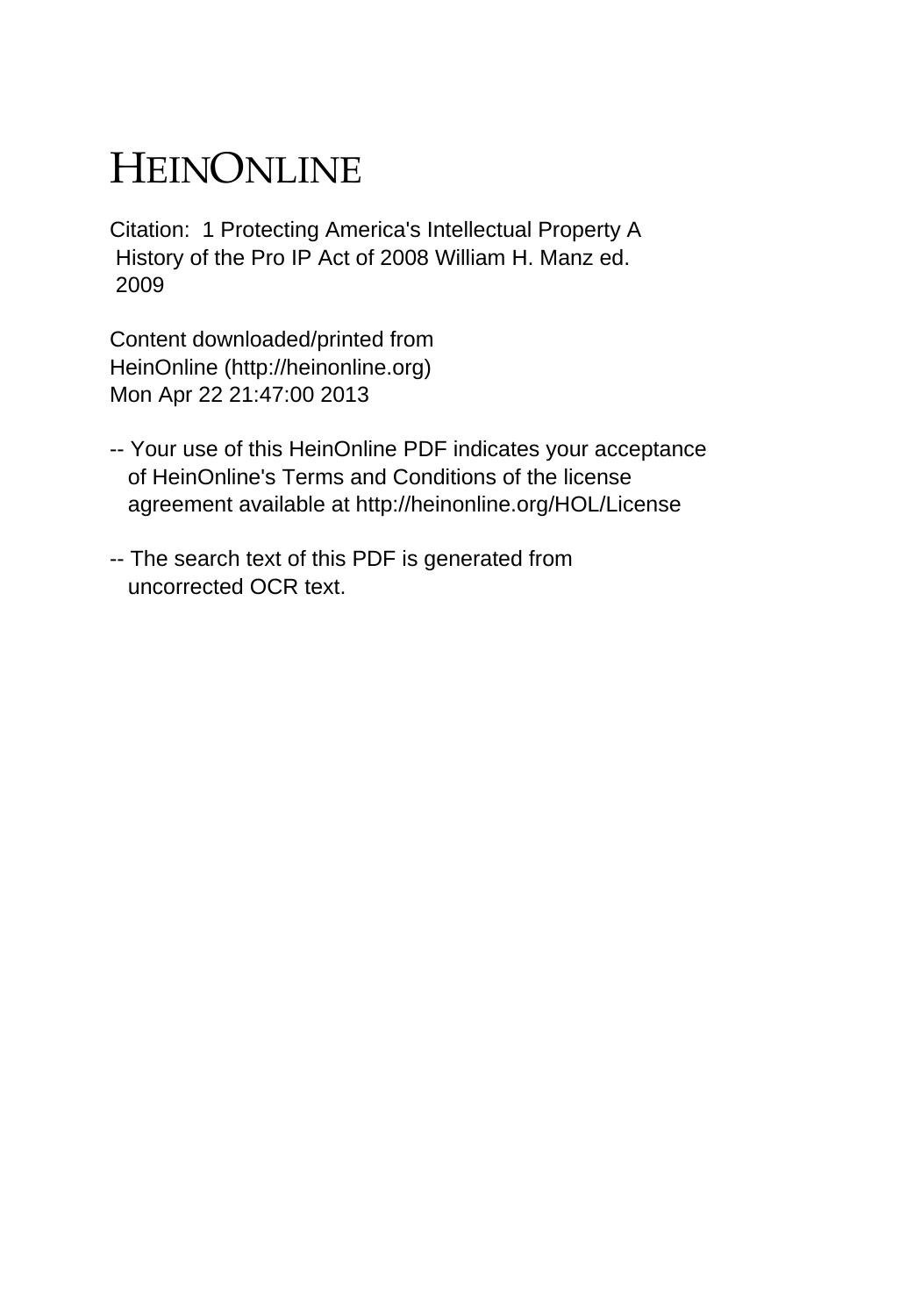# HEINONLINE

Citation: 1 Protecting America's Intellectual Property A History of the Pro IP Act of 2008 William H. Manz ed. 2009

Content downloaded/printed from HeinOnline (http://heinonline.org) Mon Apr 22 21:47:00 2013

-- Your use of this HeinOnline PDF indicates your acceptance of HeinOnline's Terms and Conditions of the license agreement available at http://heinonline.org/HOL/License

-- The search text of this PDF is generated from uncorrected OCR text.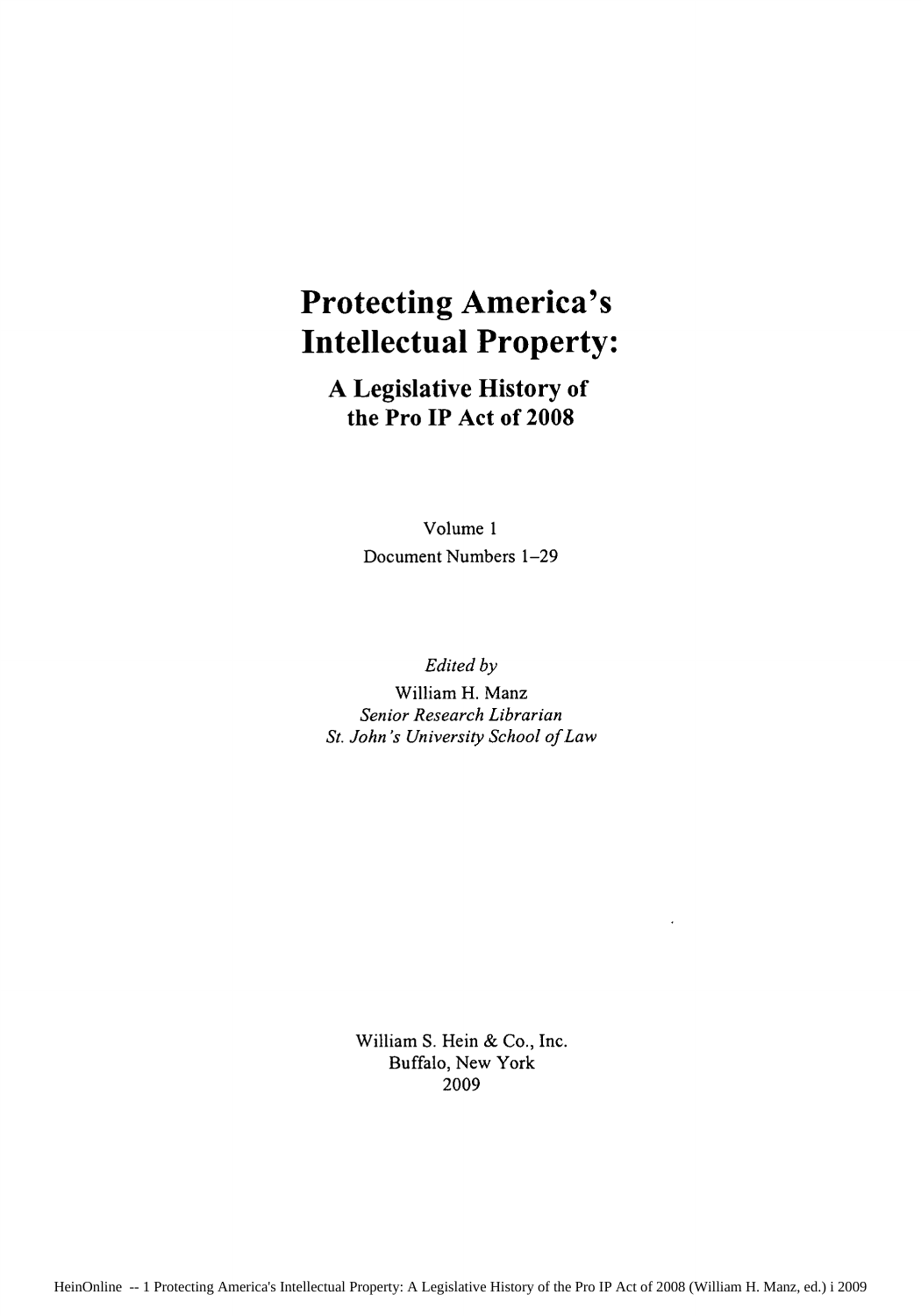# Protecting America's Intellectual Property:

## A Legislative History of the Pro IP Act of 2008

Volume 1

Document Numbers 1–29

*Edited by*

William H. Manz

*Senior Research Librarian*

*St. John's University School of Law*

William S. Hein & Co., Inc.

Buffalo, New York

2009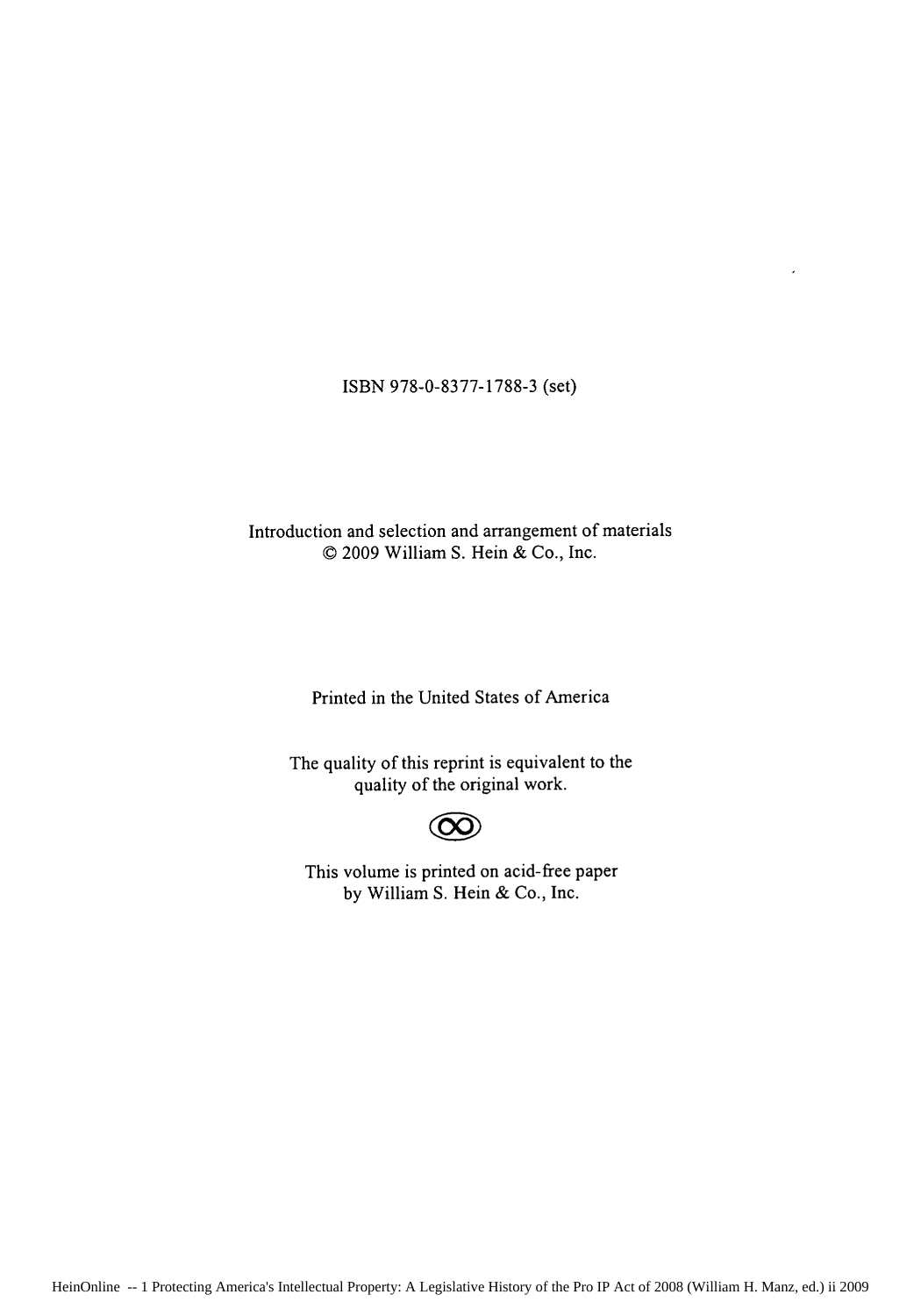ISBN 978-0-8377-1788-3 (set)

Introduction and selection and arrangement of materials
© 2009 William S. Hein & Co., Inc.

Printed in the United States of America

The quality of this reprint is equivalent to the quality of the original work.

This volume is printed on acid-free paper by William S. Hein & Co., Inc.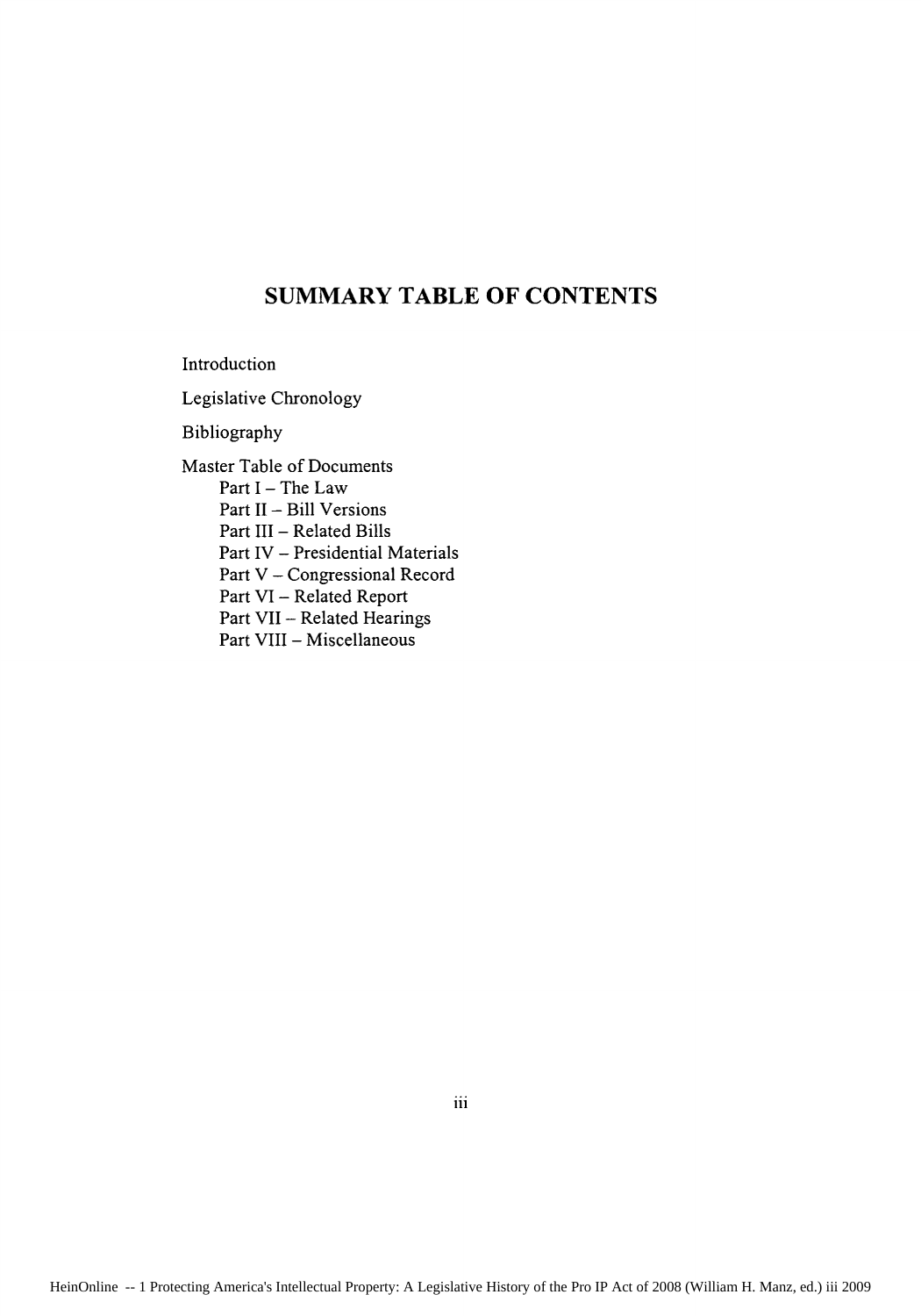# SUMMARY TABLE OF CONTENTS

Introduction

Legislative Chronology

Bibliography

Master Table of Documents
- Part I – The Law
- Part II – Bill Versions
- Part III – Related Bills
- Part IV – Presidential Materials
- Part V – Congressional Record
- Part VI – Related Report
- Part VII – Related Hearings
- Part VIII – Miscellaneous